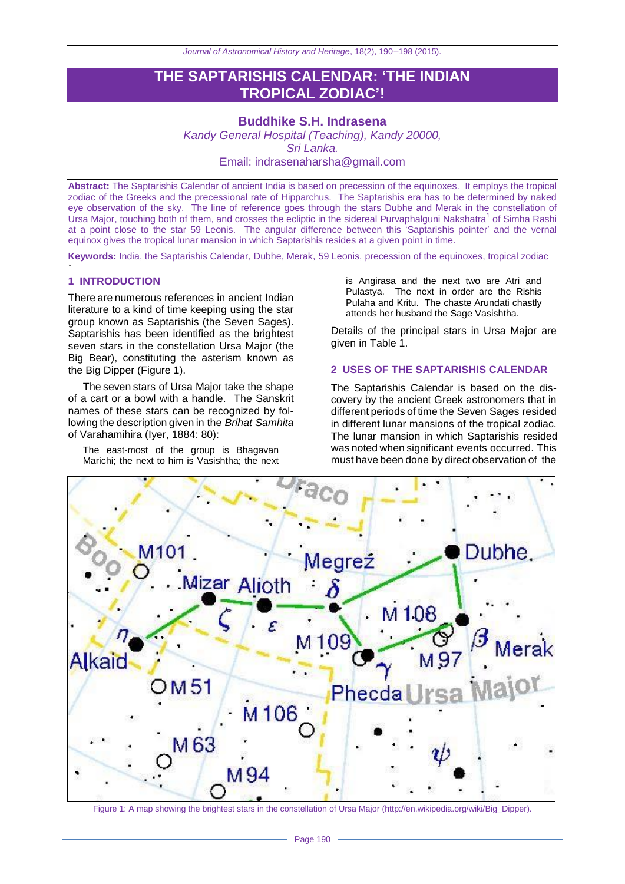# THE SAPTARISHIS CALENDAR: 'THE INDIAN TROPICAL ZODIAC'!

**Buddhike S.H. Indrasena**

*Kandy General Hospital (Teaching), Kandy 20000, Sri Lanka.*

Email: indrasenaharsha@gmail.com

**Abstract:** The Saptarishis Calendar of ancient India is based on precession of the equinoxes. It employs the tropical zodiac of the Greeks and the precessional rate of Hipparchus. The Saptarishis era has to be determined by naked eye observation of the sky. The line of reference goes through the stars Dubhe and Merak in the constellation of Ursa Major, touching both of them, and crosses the ecliptic in the sidereal Purvaphalguni Nakshatra[1] of Simha Rashi at a point close to the star 59 Leonis. The angular difference between this 'Saptarishis pointer' and the vernal equinox gives the tropical lunar mansion in which Saptarishis resides at a given point in time.

**Keywords:** India, the Saptarishis Calendar, Dubhe, Merak, 59 Leonis, precession of the equinoxes, tropical zodiac

## 1 INTRODUCTION

There are numerous references in ancient Indian literature to a kind of time keeping using the star group known as Saptarishis (the Seven Sages). Saptarishis has been identified as the brightest seven stars in the constellation Ursa Major (the Big Bear), constituting the asterism known as the Big Dipper (Figure 1).

The seven stars of Ursa Major take the shape of a cart or a bowl with a handle. The Sanskrit names of these stars can be recognized by following the description given in the *Brihat Samhita* of Varahamihira (Iyer, 1884: 80):

> The east-most of the group is Bhagavan Marichi; the next to him is Vasishtha; the next is Angirasa and the next two are Atri and Pulastya. The next in order are the Rishis Pulaha and Kritu. The chaste Arundati chastly attends her husband the Sage Vasishtha.

Details of the principal stars in Ursa Major are given in Table 1.

## 2 USES OF THE SAPTARISHIS CALENDAR

The Saptarishis Calendar is based on the discovery by the ancient Greek astronomers that in different periods of time the Seven Sages resided in different lunar mansions of the tropical zodiac. The lunar mansion in which Saptarishis resided was noted when significant events occurred. This must have been done by direct observation of the

Figure 1: A map showing the brightest stars in the constellation of Ursa Major (http://en.wikipedia.org/wiki/Big_Dipper).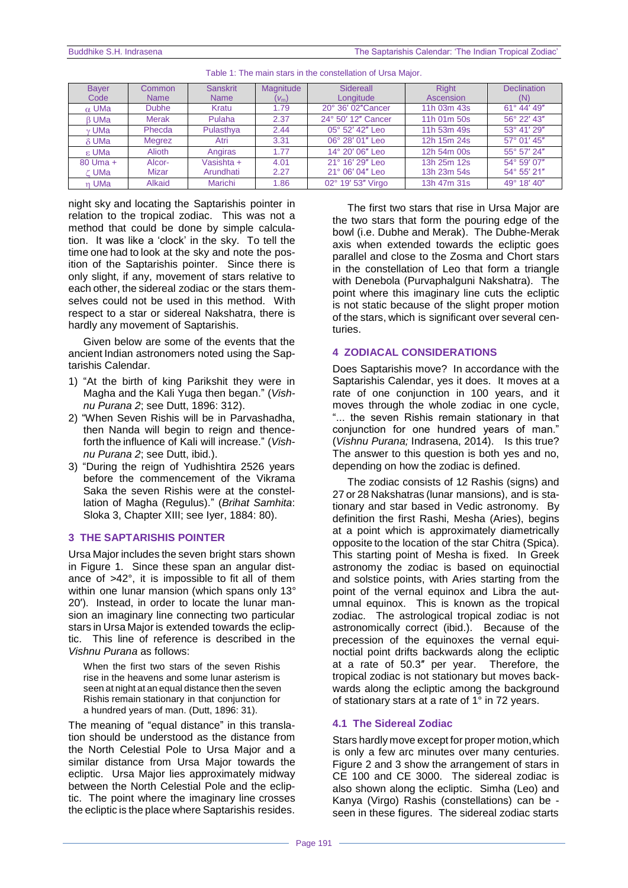Table 1: The main stars in the constellation of Ursa Major.

| Bayer Code | Common Name | Sanskrit Name | Magnitude ($v_m$) | Sidereall Longitude | Right Ascension | Declination (N) |
|---|---|---|---|---|---|---|
| α UMa | Dubhe | Kratu | 1.79 | 20° 36′ 02″Cancer | 11h 03m 43s | 61° 44′ 49″ |
| β UMa | Merak | Pulaha | 2.37 | 24° 50′ 12″ Cancer | 11h 01m 50s | 56° 22′ 43″ |
| γ UMa | Phecda | Pulasthya | 2.44 | 05° 52′ 42″ Leo | 11h 53m 49s | 53° 41′ 29″ |
| δ UMa | Megrez | Atri | 3.31 | 06° 28′ 01″ Leo | 12h 15m 24s | 57° 01′ 45″ |
| ε UMa | Alioth | Angiras | 1.77 | 14° 20′ 06″ Leo | 12h 54m 00s | 55° 57′ 24″ |
| 80 Uma + ζ UMa | Alcor-Mizar | Vasishta + Arundhati | 4.01 2.27 | 21° 16′ 29″ Leo 21° 06′ 04″ Leo | 13h 25m 12s 13h 23m 54s | 54° 59′ 07″ 54° 55′ 21″ |
| η UMa | Alkaid | Marichi | 1.86 | 02° 19′ 53″ Virgo | 13h 47m 31s | 49° 18′ 40″ |

night sky and locating the Saptarishis pointer in relation to the tropical zodiac. This was not a method that could be done by simple calculation. It was like a 'clock' in the sky. To tell the time one had to look at the sky and note the position of the Saptarishis pointer. Since there is only slight, if any, movement of stars relative to each other, the sidereal zodiac or the stars themselves could not be used in this method. With respect to a star or sidereal Nakshatra, there is hardly any movement of Saptarishis.

Given below are some of the events that the ancient Indian astronomers noted using the Saptarishis Calendar.

1) "At the birth of king Parikshit they were in Magha and the Kali Yuga then began." (*Vishnu Purana 2*; see Dutt, 1896: 312).
2) "When Seven Rishis will be in Parvashadha, then Nanda will begin to reign and thenceforth the influence of Kali will increase." (*Vishnu Purana 2*; see Dutt, ibid.).
3) "During the reign of Yudhishtira 2526 years before the commencement of the Vikrama Saka the seven Rishis were at the constellation of Magha (Regulus)." (*Brihat Samhita*: Sloka 3, Chapter XIII; see Iyer, 1884: 80).

## 3 THE SAPTARISHIS POINTER

Ursa Major includes the seven bright stars shown in Figure 1. Since these span an angular distance of >42°, it is impossible to fit all of them within one lunar mansion (which spans only 13° 20′). Instead, in order to locate the lunar mansion an imaginary line connecting two particular stars in Ursa Major is extended towards the ecliptic. This line of reference is described in the *Vishnu Purana* as follows:

> When the first two stars of the seven Rishis rise in the heavens and some lunar asterism is seen at night at an equal distance then the seven Rishis remain stationary in that conjunction for a hundred years of man. (Dutt, 1896: 31).

The meaning of "equal distance" in this translation should be understood as the distance from the North Celestial Pole to Ursa Major and a similar distance from Ursa Major towards the ecliptic. Ursa Major lies approximately midway between the North Celestial Pole and the ecliptic. The point where the imaginary line crosses the ecliptic is the place where Saptarishis resides.

The first two stars that rise in Ursa Major are the two stars that form the pouring edge of the bowl (i.e. Dubhe and Merak). The Dubhe-Merak axis when extended towards the ecliptic goes parallel and close to the Zosma and Chort stars in the constellation of Leo that form a triangle with Denebola (Purvaphalguni Nakshatra). The point where this imaginary line cuts the ecliptic is not static because of the slight proper motion of the stars, which is significant over several centuries.

## 4 ZODIACAL CONSIDERATIONS

Does Saptarishis move? In accordance with the Saptarishis Calendar, yes it does. It moves at a rate of one conjunction in 100 years, and it moves through the whole zodiac in one cycle, "... the seven Rishis remain stationary in that conjunction for one hundred years of man." (*Vishnu Purana;* Indrasena, 2014). Is this true? The answer to this question is both yes and no, depending on how the zodiac is defined.

The zodiac consists of 12 Rashis (signs) and 27 or 28 Nakshatras (lunar mansions), and is stationary and star based in Vedic astronomy. By definition the first Rashi, Mesha (Aries), begins at a point which is approximately diametrically opposite to the location of the star Chitra (Spica). This starting point of Mesha is fixed. In Greek astronomy the zodiac is based on equinoctial and solstice points, with Aries starting from the point of the vernal equinox and Libra the autumnal equinox. This is known as the tropical zodiac. The astrological tropical zodiac is not astronomically correct (ibid.). Because of the precession of the equinoxes the vernal equinoctial point drifts backwards along the ecliptic at a rate of 50.3″ per year. Therefore, the tropical zodiac is not stationary but moves backwards along the ecliptic among the background of stationary stars at a rate of 1° in 72 years.

### 4.1 The Sidereal Zodiac

Stars hardly move except for proper motion, which is only a few arc minutes over many centuries. Figure 2 and 3 show the arrangement of stars in CE 100 and CE 3000. The sidereal zodiac is also shown along the ecliptic. Simha (Leo) and Kanya (Virgo) Rashis (constellations) can be - seen in these figures. The sidereal zodiac starts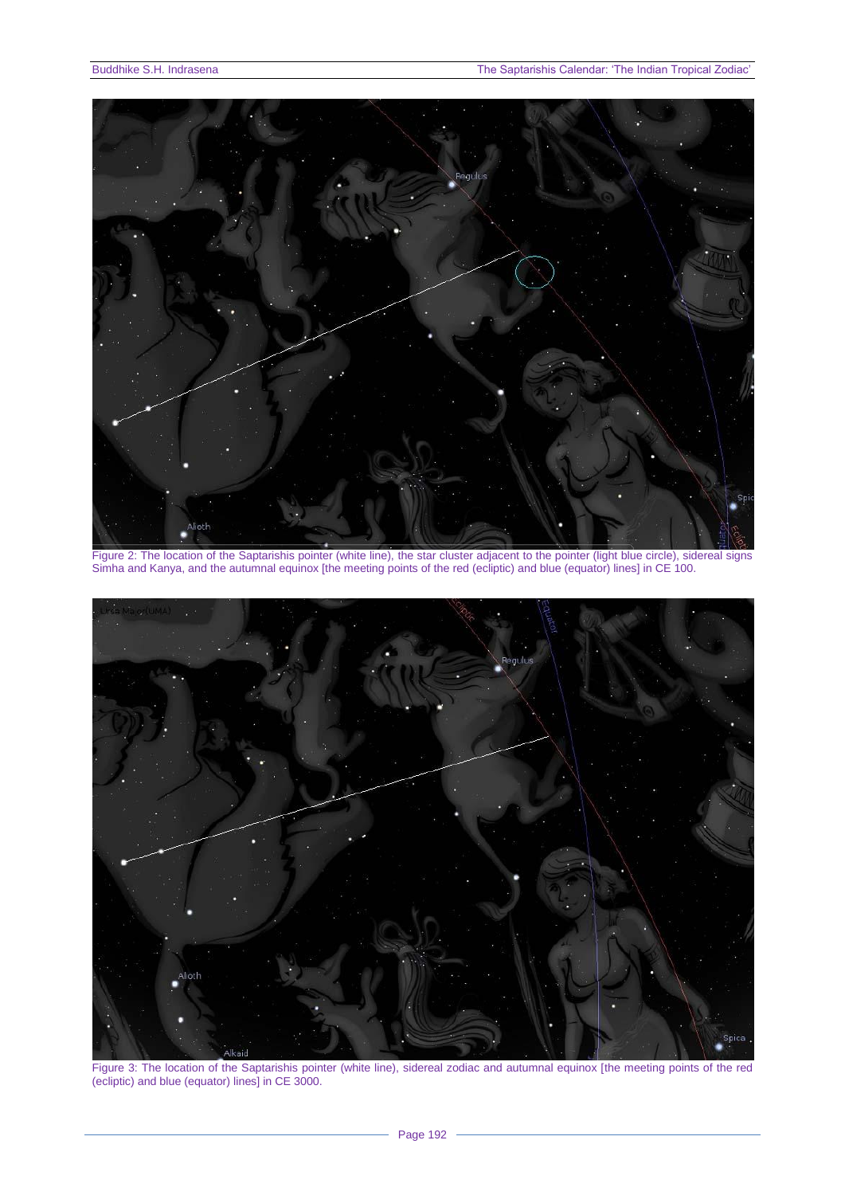Figure 2: The location of the Saptarishis pointer (white line), the star cluster adjacent to the pointer (light blue circle), sidereal signs Simha and Kanya, and the autumnal equinox [the meeting points of the red (ecliptic) and blue (equator) lines] in CE 100.

Figure 3: The location of the Saptarishis pointer (white line), sidereal zodiac and autumnal equinox [the meeting points of the red (ecliptic) and blue (equator) lines] in CE 3000.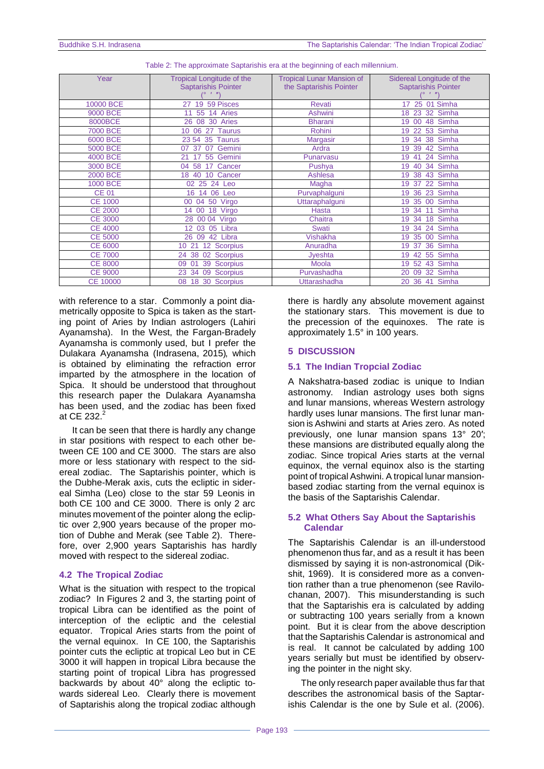Table 2: The approximate Saptarishis era at the beginning of each millennium.

| Year | Tropical Longitude of the Saptarishis Pointer (° ′ ″) | Tropical Lunar Mansion of the Saptarishis Pointer | Sidereal Longitude of the Saptarishis Pointer (° ′ ″) |
|---|---|---|---|
| 10000 BCE | 27 19 59 Pisces | Revati | 17 25 01 Simha |
| 9000 BCE | 11 55 14 Aries | Ashwini | 18 23 32 Simha |
| 8000BCE | 26 08 30 Aries | Bharani | 19 00 48 Simha |
| 7000 BCE | 10 06 27 Taurus | Rohini | 19 22 53 Simha |
| 6000 BCE | 23 54 35 Taurus | Margasir | 19 34 38 Simha |
| 5000 BCE | 07 37 07 Gemini | Ardra | 19 39 42 Simha |
| 4000 BCE | 21 17 55 Gemini | Punarvasu | 19 41 24 Simha |
| 3000 BCE | 04 58 17 Cancer | Pushya | 19 40 34 Simha |
| 2000 BCE | 18 40 10 Cancer | Ashlesa | 19 38 43 Simha |
| 1000 BCE | 02 25 24 Leo | Magha | 19 37 22 Simha |
| CE 01 | 16 14 06 Leo | Purvaphalguni | 19 36 23 Simha |
| CE 1000 | 00 04 50 Virgo | Uttaraphalguni | 19 35 00 Simha |
| CE 2000 | 14 00 18 Virgo | Hasta | 19 34 11 Simha |
| CE 3000 | 28 00 04 Virgo | Chaitra | 19 34 18 Simha |
| CE 4000 | 12 03 05 Libra | Swati | 19 34 24 Simha |
| CE 5000 | 26 09 42 Libra | Vishakha | 19 35 00 Simha |
| CE 6000 | 10 21 12 Scorpius | Anuradha | 19 37 36 Simha |
| CE 7000 | 24 38 02 Scorpius | Jyeshta | 19 42 55 Simha |
| CE 8000 | 09 01 39 Scorpius | Moola | 19 52 43 Simha |
| CE 9000 | 23 34 09 Scorpius | Purvashadha | 20 09 32 Simha |
| CE 10000 | 08 18 30 Scorpius | Uttarashadha | 20 36 41 Simha |

with reference to a star. Commonly a point diametrically opposite to Spica is taken as the starting point of Aries by Indian astrologers (Lahiri Ayanamsha). In the West, the Fargan-Bradely Ayanamsha is commonly used, but I prefer the Dulakara Ayanamsha (Indrasena, 2015), which is obtained by eliminating the refraction error imparted by the atmosphere in the location of Spica. It should be understood that throughout this research paper the Dulakara Ayanamsha has been used, and the zodiac has been fixed at CE 232.[2]

It can be seen that there is hardly any change in star positions with respect to each other between CE 100 and CE 3000. The stars are also more or less stationary with respect to the sidereal zodiac. The Saptarishis pointer, which is the Dubhe-Merak axis, cuts the ecliptic in sidereal Simha (Leo) close to the star 59 Leonis in both CE 100 and CE 3000. There is only 2 arc minutes movement of the pointer along the ecliptic over 2,900 years because of the proper motion of Dubhe and Merak (see Table 2). Therefore, over 2,900 years Saptarishis has hardly moved with respect to the sidereal zodiac.

### 4.2 The Tropical Zodiac

What is the situation with respect to the tropical zodiac? In Figures 2 and 3, the starting point of tropical Libra can be identified as the point of interception of the ecliptic and the celestial equator. Tropical Aries starts from the point of the vernal equinox. In CE 100, the Saptarishis pointer cuts the ecliptic at tropical Leo but in CE 3000 it will happen in tropical Libra because the starting point of tropical Libra has progressed backwards by about 40° along the ecliptic towards sidereal Leo. Clearly there is movement of Saptarishis along the tropical zodiac although there is hardly any absolute movement against the stationary stars. This movement is due to the precession of the equinoxes. The rate is approximately 1.5° in 100 years.

## 5 DISCUSSION

### 5.1 The Indian Tropcial Zodiac

A Nakshatra-based zodiac is unique to Indian astronomy. Indian astrology uses both signs and lunar mansions, whereas Western astrology hardly uses lunar mansions. The first lunar mansion is Ashwini and starts at Aries zero. As noted previously, one lunar mansion spans 13° 20′; these mansions are distributed equally along the zodiac. Since tropical Aries starts at the vernal equinox, the vernal equinox also is the starting point of tropical Ashwini. A tropical lunar mansion-based zodiac starting from the vernal equinox is the basis of the Saptarishis Calendar.

### 5.2 What Others Say About the Saptarishis Calendar

The Saptarishis Calendar is an ill-understood phenomenon thus far, and as a result it has been dismissed by saying it is non-astronomical (Dikshit, 1969). It is considered more as a convention rather than a true phenomenon (see Ravilochanan, 2007). This misunderstanding is such that the Saptarishis era is calculated by adding or subtracting 100 years serially from a known point. But it is clear from the above description that the Saptarishis Calendar is astronomical and is real. It cannot be calculated by adding 100 years serially but must be identified by observing the pointer in the night sky.

The only research paper available thus far that describes the astronomical basis of the Saptarishis Calendar is the one by Sule et al. (2006).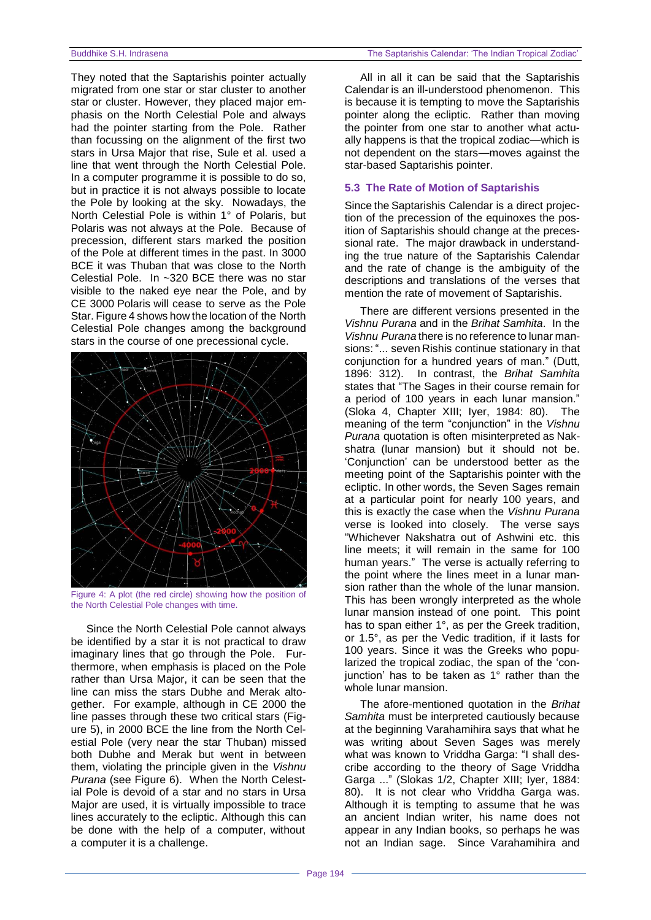They noted that the Saptarishis pointer actually migrated from one star or star cluster to another star or cluster. However, they placed major emphasis on the North Celestial Pole and always had the pointer starting from the Pole. Rather than focussing on the alignment of the first two stars in Ursa Major that rise, Sule et al. used a line that went through the North Celestial Pole. In a computer programme it is possible to do so, but in practice it is not always possible to locate the Pole by looking at the sky. Nowadays, the North Celestial Pole is within 1° of Polaris, but Polaris was not always at the Pole. Because of precession, different stars marked the position of the Pole at different times in the past. In 3000 BCE it was Thuban that was close to the North Celestial Pole. In ~320 BCE there was no star visible to the naked eye near the Pole, and by CE 3000 Polaris will cease to serve as the Pole Star. Figure 4 shows how the location of the North Celestial Pole changes among the background stars in the course of one precessional cycle.

Figure 4: A plot (the red circle) showing how the position of the North Celestial Pole changes with time.

Since the North Celestial Pole cannot always be identified by a star it is not practical to draw imaginary lines that go through the Pole. Furthermore, when emphasis is placed on the Pole rather than Ursa Major, it can be seen that the line can miss the stars Dubhe and Merak altogether. For example, although in CE 2000 the line passes through these two critical stars (Figure 5), in 2000 BCE the line from the North Celestial Pole (very near the star Thuban) missed both Dubhe and Merak but went in between them, violating the principle given in the *Vishnu Purana* (see Figure 6). When the North Celestial Pole is devoid of a star and no stars in Ursa Major are used, it is virtually impossible to trace lines accurately to the ecliptic. Although this can be done with the help of a computer, without a computer it is a challenge.

All in all it can be said that the Saptarishis Calendar is an ill-understood phenomenon. This is because it is tempting to move the Saptarishis pointer along the ecliptic. Rather than moving the pointer from one star to another what actually happens is that the tropical zodiac—which is not dependent on the stars—moves against the star-based Saptarishis pointer.

### 5.3 The Rate of Motion of Saptarishis

Since the Saptarishis Calendar is a direct projection of the precession of the equinoxes the position of Saptarishis should change at the precessional rate. The major drawback in understanding the true nature of the Saptarishis Calendar and the rate of change is the ambiguity of the descriptions and translations of the verses that mention the rate of movement of Saptarishis.

There are different versions presented in the *Vishnu Purana* and in the *Brihat Samhita*. In the *Vishnu Purana* there is no reference to lunar mansions: "... seven Rishis continue stationary in that conjunction for a hundred years of man." (Dutt, 1896: 312). In contrast, the *Brihat Samhita* states that "The Sages in their course remain for a period of 100 years in each lunar mansion." (Sloka 4, Chapter XIII; Iyer, 1984: 80). The meaning of the term "conjunction" in the *Vishnu Purana* quotation is often misinterpreted as Nakshatra (lunar mansion) but it should not be. 'Conjunction' can be understood better as the meeting point of the Saptarishis pointer with the ecliptic. In other words, the Seven Sages remain at a particular point for nearly 100 years, and this is exactly the case when the *Vishnu Purana* verse is looked into closely. The verse says "Whichever Nakshatra out of Ashwini etc. this line meets; it will remain in the same for 100 human years." The verse is actually referring to the point where the lines meet in a lunar mansion rather than the whole of the lunar mansion. This has been wrongly interpreted as the whole lunar mansion instead of one point. This point has to span either 1°, as per the Greek tradition, or 1.5°, as per the Vedic tradition, if it lasts for 100 years. Since it was the Greeks who popularized the tropical zodiac, the span of the 'conjunction' has to be taken as 1° rather than the whole lunar mansion.

The afore-mentioned quotation in the *Brihat Samhita* must be interpreted cautiously because at the beginning Varahamihira says that what he was writing about Seven Sages was merely what was known to Vriddha Garga: "I shall describe according to the theory of Sage Vriddha Garga ..." (Slokas 1/2, Chapter XIII; Iyer, 1884: 80). It is not clear who Vriddha Garga was. Although it is tempting to assume that he was an ancient Indian writer, his name does not appear in any Indian books, so perhaps he was not an Indian sage. Since Varahamihira and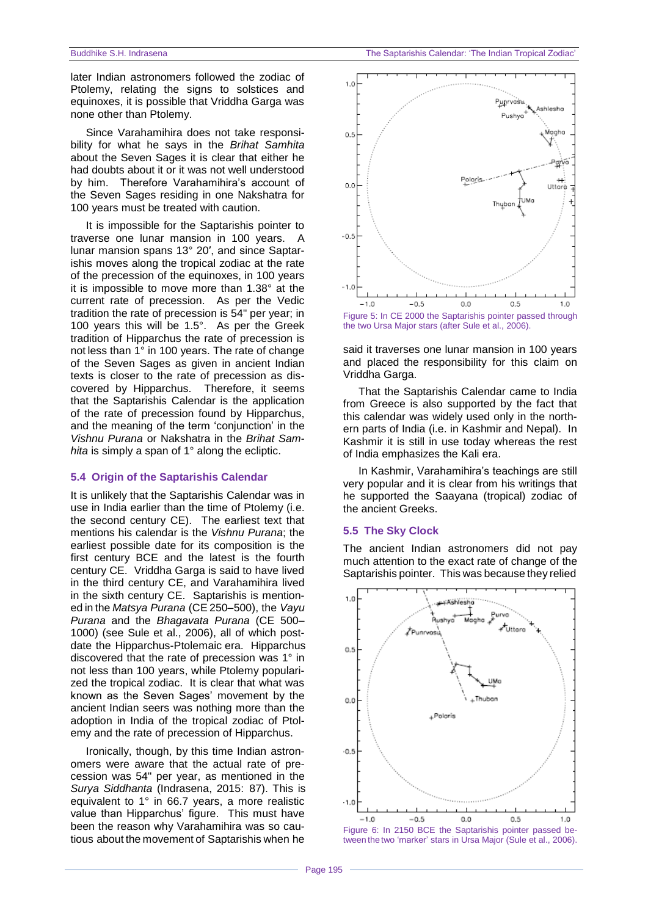later Indian astronomers followed the zodiac of Ptolemy, relating the signs to solstices and equinoxes, it is possible that Vriddha Garga was none other than Ptolemy.

Since Varahamihira does not take responsibility for what he says in the *Brihat Samhita* about the Seven Sages it is clear that either he had doubts about it or it was not well understood by him. Therefore Varahamihira's account of the Seven Sages residing in one Nakshatra for 100 years must be treated with caution.

It is impossible for the Saptarishis pointer to traverse one lunar mansion in 100 years. A lunar mansion spans 13° 20′, and since Saptarishis moves along the tropical zodiac at the rate of the precession of the equinoxes, in 100 years it is impossible to move more than 1.38° at the current rate of precession. As per the Vedic tradition the rate of precession is 54" per year; in 100 years this will be 1.5°. As per the Greek tradition of Hipparchus the rate of precession is not less than 1° in 100 years. The rate of change of the Seven Sages as given in ancient Indian texts is closer to the rate of precession as discovered by Hipparchus. Therefore, it seems that the Saptarishis Calendar is the application of the rate of precession found by Hipparchus, and the meaning of the term 'conjunction' in the *Vishnu Purana* or Nakshatra in the *Brihat Samhita* is simply a span of 1° along the ecliptic.

### 5.4 Origin of the Saptarishis Calendar

It is unlikely that the Saptarishis Calendar was in use in India earlier than the time of Ptolemy (i.e. the second century CE). The earliest text that mentions his calendar is the *Vishnu Purana*; the earliest possible date for its composition is the first century BCE and the latest is the fourth century CE. Vriddha Garga is said to have lived in the third century CE, and Varahamihira lived in the sixth century CE. Saptarishis is mentioned in the *Matsya Purana* (CE 250–500), the *Vayu Purana* and the *Bhagavata Purana* (CE 500–1000) (see Sule et al., 2006), all of which postdate the Hipparchus-Ptolemaic era. Hipparchus discovered that the rate of precession was 1° in not less than 100 years, while Ptolemy popularized the tropical zodiac. It is clear that what was known as the Seven Sages' movement by the ancient Indian seers was nothing more than the adoption in India of the tropical zodiac of Ptolemy and the rate of precession of Hipparchus.

Ironically, though, by this time Indian astronomers were aware that the actual rate of precession was 54" per year, as mentioned in the *Surya Siddhanta* (Indrasena, 2015: 87). This is equivalent to 1° in 66.7 years, a more realistic value than Hipparchus' figure. This must have been the reason why Varahamihira was so cautious about the movement of Saptarishis when he said it traverses one lunar mansion in 100 years and placed the responsibility for this claim on Vriddha Garga.

Figure 5: In CE 2000 the Saptarishis pointer passed through the two Ursa Major stars (after Sule et al., 2006).

That the Saptarishis Calendar came to India from Greece is also supported by the fact that this calendar was widely used only in the northern parts of India (i.e. in Kashmir and Nepal). In Kashmir it is still in use today whereas the rest of India emphasizes the Kali era.

In Kashmir, Varahamihira's teachings are still very popular and it is clear from his writings that he supported the Saayana (tropical) zodiac of the ancient Greeks.

### 5.5 The Sky Clock

The ancient Indian astronomers did not pay much attention to the exact rate of change of the Saptarishis pointer. This was because they relied

Figure 6: In 2150 BCE the Saptarishis pointer passed between the two 'marker' stars in Ursa Major (Sule et al., 2006).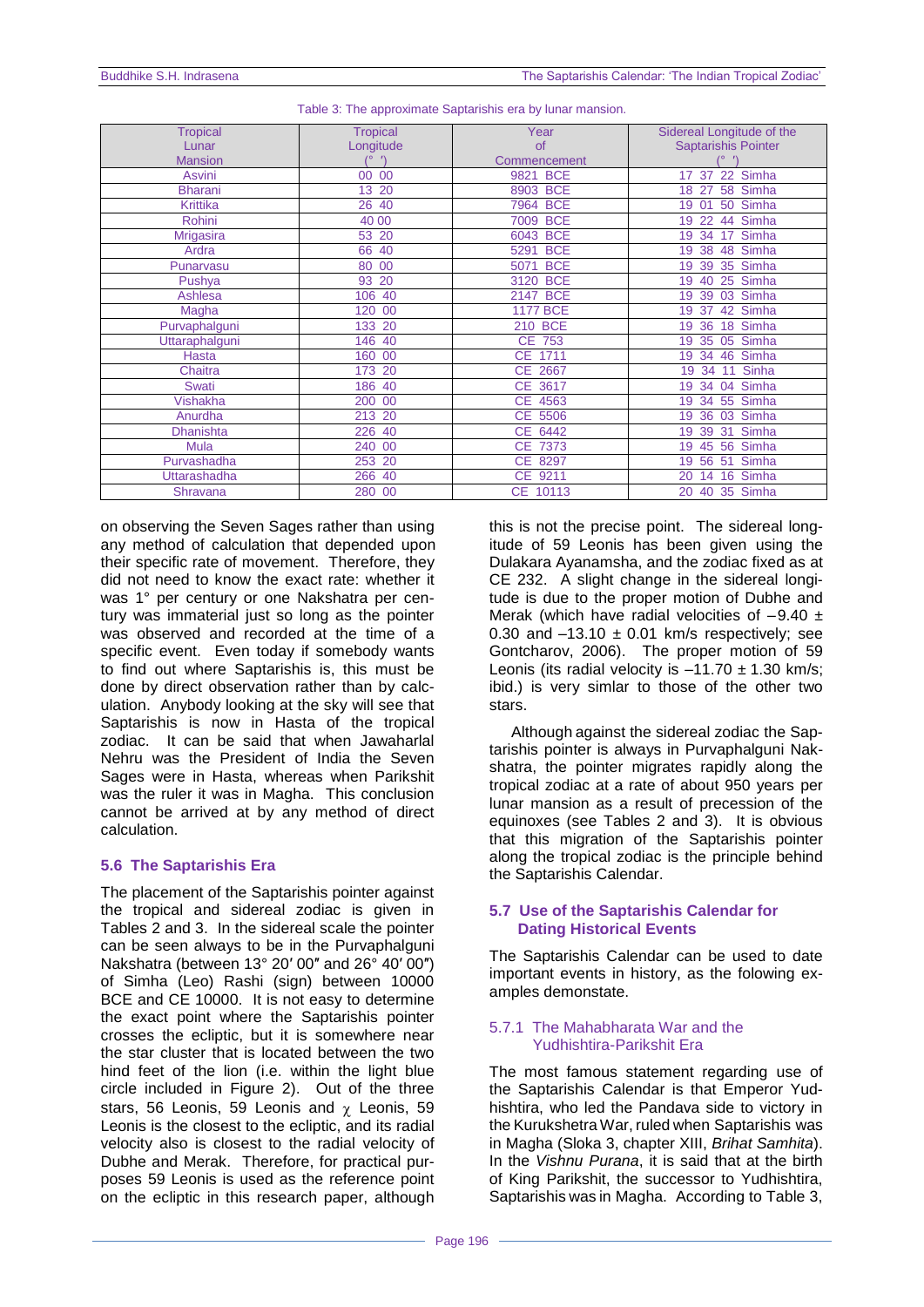Table 3: The approximate Saptarishis era by lunar mansion.

| Tropical Lunar Mansion | Tropical Longitude (° ′) | Year of Commencement | Sidereal Longitude of the Saptarishis Pointer (° ′) |
|---|---|---|---|
| Asvini | 00 00 | 9821 BCE | 17 37 22 Simha |
| Bharani | 13 20 | 8903 BCE | 18 27 58 Simha |
| Krittika | 26 40 | 7964 BCE | 19 01 50 Simha |
| Rohini | 40 00 | 7009 BCE | 19 22 44 Simha |
| Mrigasira | 53 20 | 6043 BCE | 19 34 17 Simha |
| Ardra | 66 40 | 5291 BCE | 19 38 48 Simha |
| Punarvasu | 80 00 | 5071 BCE | 19 39 35 Simha |
| Pushya | 93 20 | 3120 BCE | 19 40 25 Simha |
| Ashlesa | 106 40 | 2147 BCE | 19 39 03 Simha |
| Magha | 120 00 | 1177 BCE | 19 37 42 Simha |
| Purvaphalguni | 133 20 | 210 BCE | 19 36 18 Simha |
| Uttaraphalguni | 146 40 | CE 753 | 19 35 05 Simha |
| Hasta | 160 00 | CE 1711 | 19 34 46 Simha |
| Chaitra | 173 20 | CE 2667 | 19 34 11 Sinha |
| Swati | 186 40 | CE 3617 | 19 34 04 Simha |
| Vishakha | 200 00 | CE 4563 | 19 34 55 Simha |
| Anurdha | 213 20 | CE 5506 | 19 36 03 Simha |
| Dhanishta | 226 40 | CE 6442 | 19 39 31 Simha |
| Mula | 240 00 | CE 7373 | 19 45 56 Simha |
| Purvashadha | 253 20 | CE 8297 | 19 56 51 Simha |
| Uttarashadha | 266 40 | CE 9211 | 20 14 16 Simha |
| Shravana | 280 00 | CE 10113 | 20 40 35 Simha |

on observing the Seven Sages rather than using any method of calculation that depended upon their specific rate of movement. Therefore, they did not need to know the exact rate: whether it was 1° per century or one Nakshatra per century was immaterial just so long as the pointer was observed and recorded at the time of a specific event. Even today if somebody wants to find out where Saptarishis is, this must be done by direct observation rather than by calculation. Anybody looking at the sky will see that Saptarishis is now in Hasta of the tropical zodiac. It can be said that when Jawaharlal Nehru was the President of India the Seven Sages were in Hasta, whereas when Parikshit was the ruler it was in Magha. This conclusion cannot be arrived at by any method of direct calculation.

### 5.6 The Saptarishis Era

The placement of the Saptarishis pointer against the tropical and sidereal zodiac is given in Tables 2 and 3. In the sidereal scale the pointer can be seen always to be in the Purvaphalguni Nakshatra (between 13° 20′ 00″ and 26° 40′ 00″) of Simha (Leo) Rashi (sign) between 10000 BCE and CE 10000. It is not easy to determine the exact point where the Saptarishis pointer crosses the ecliptic, but it is somewhere near the star cluster that is located between the two hind feet of the lion (i.e. within the light blue circle included in Figure 2). Out of the three stars, 56 Leonis, 59 Leonis and $\chi$ Leonis, 59 Leonis is the closest to the ecliptic, and its radial velocity also is closest to the radial velocity of Dubhe and Merak. Therefore, for practical purposes 59 Leonis is used as the reference point on the ecliptic in this research paper, although this is not the precise point. The sidereal longitude of 59 Leonis has been given using the Dulakara Ayanamsha, and the zodiac fixed as at CE 232. A slight change in the sidereal longitude is due to the proper motion of Dubhe and Merak (which have radial velocities of $-9.40 \pm 0.30$ and $-13.10 \pm 0.01$ km/s respectively; see Gontcharov, 2006). The proper motion of 59 Leonis (its radial velocity is $-11.70 \pm 1.30$ km/s; ibid.) is very simlar to those of the other two stars.

Although against the sidereal zodiac the Saptarishis pointer is always in Purvaphalguni Nakshatra, the pointer migrates rapidly along the tropical zodiac at a rate of about 950 years per lunar mansion as a result of precession of the equinoxes (see Tables 2 and 3). It is obvious that this migration of the Saptarishis pointer along the tropical zodiac is the principle behind the Saptarishis Calendar.

### 5.7 Use of the Saptarishis Calendar for Dating Historical Events

The Saptarishis Calendar can be used to date important events in history, as the folowing examples demonstate.

#### 5.7.1 The Mahabharata War and the Yudhishtira-Parikshit Era

The most famous statement regarding use of the Saptarishis Calendar is that Emperor Yudhishtira, who led the Pandava side to victory in the Kurukshetra War, ruled when Saptarishis was in Magha (Sloka 3, chapter XIII, *Brihat Samhita*). In the *Vishnu Purana*, it is said that at the birth of King Parikshit, the successor to Yudhishtira, Saptarishis was in Magha. According to Table 3,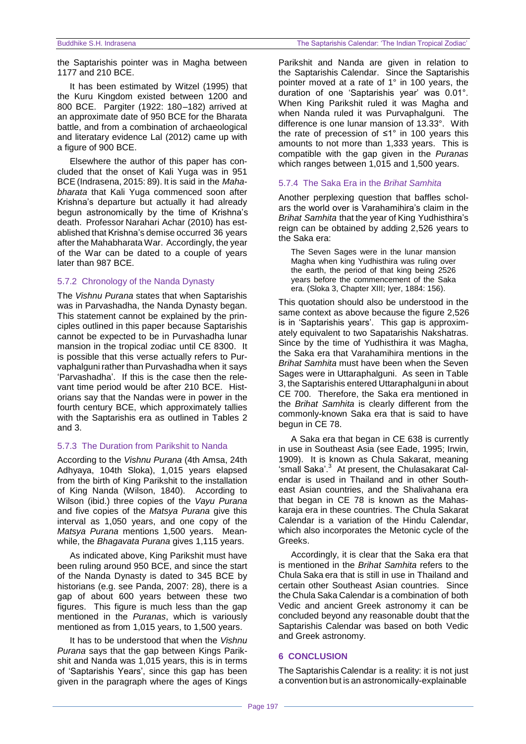the Saptarishis pointer was in Magha between 1177 and 210 BCE.

It has been estimated by Witzel (1995) that the Kuru Kingdom existed between 1200 and 800 BCE. Pargiter (1922: 180–182) arrived at an approximate date of 950 BCE for the Bharata battle, and from a combination of archaeological and literatary evidence Lal (2012) came up with a figure of 900 BCE.

Elsewhere the author of this paper has concluded that the onset of Kali Yuga was in 951 BCE (Indrasena, 2015: 89). It is said in the *Mahabharata* that Kali Yuga commenced soon after Krishna's departure but actually it had already begun astronomically by the time of Krishna's death. Professor Narahari Achar (2010) has established that Krishna's demise occurred 36 years after the Mahabharata War. Accordingly, the year of the War can be dated to a couple of years later than 987 BCE.

### 5.7.2 Chronology of the Nanda Dynasty

The *Vishnu Purana* states that when Saptarishis was in Parvashadha, the Nanda Dynasty began. This statement cannot be explained by the principles outlined in this paper because Saptarishis cannot be expected to be in Purvashadha lunar mansion in the tropical zodiac until CE 8300. It is possible that this verse actually refers to Purvaphalguni rather than Purvashadha when it says 'Parvashadha'. If this is the case then the relevant time period would be after 210 BCE. Historians say that the Nandas were in power in the fourth century BCE, which approximately tallies with the Saptarishis era as outlined in Tables 2 and 3.

### 5.7.3 The Duration from Parikshit to Nanda

According to the *Vishnu Purana* (4th Amsa, 24th Adhyaya, 104th Sloka), 1,015 years elapsed from the birth of King Parikshit to the installation of King Nanda (Wilson, 1840). According to Wilson (ibid.) three copies of the *Vayu Purana* and five copies of the *Matsya Purana* give this interval as 1,050 years, and one copy of the *Matsya Purana* mentions 1,500 years. Meanwhile, the *Bhagavata Purana* gives 1,115 years.

As indicated above, King Parikshit must have been ruling around 950 BCE, and since the start of the Nanda Dynasty is dated to 345 BCE by historians (e.g. see Panda, 2007: 28), there is a gap of about 600 years between these two figures. This figure is much less than the gap mentioned in the *Puranas*, which is variously mentioned as from 1,015 years, to 1,500 years.

It has to be understood that when the *Vishnu Purana* says that the gap between Kings Parikshit and Nanda was 1,015 years, this is in terms of 'Saptarishis Years', since this gap has been given in the paragraph where the ages of Kings Parikshit and Nanda are given in relation to the Saptarishis Calendar. Since the Saptarishis pointer moved at a rate of 1° in 100 years, the duration of one 'Saptarishis year' was 0.01°. When King Parikshit ruled it was Magha and when Nanda ruled it was Purvaphalguni. The difference is one lunar mansion of 13.33°. With the rate of precession of ≤1° in 100 years this amounts to not more than 1,333 years. This is compatible with the gap given in the *Puranas* which ranges between 1,015 and 1,500 years.

### 5.7.4 The Saka Era in the *Brihat Samhita*

Another perplexing question that baffles scholars the world over is Varahamihira's claim in the *Brihat Samhita* that the year of King Yudhisthira's reign can be obtained by adding 2,526 years to the Saka era:

> The Seven Sages were in the lunar mansion Magha when king Yudhisthira was ruling over the earth, the period of that king being 2526 years before the commencement of the Saka era. (Sloka 3, Chapter XIII; Iyer, 1884: 156).

This quotation should also be understood in the same context as above because the figure 2,526 is in 'Saptarishis years'. This gap is approximately equivalent to two Sapatarishis Nakshatras. Since by the time of Yudhisthira it was Magha, the Saka era that Varahamihira mentions in the *Brihat Samhita* must have been when the Seven Sages were in Uttaraphalguni. As seen in Table 3, the Saptarishis entered Uttaraphalguni in about CE 700. Therefore, the Saka era mentioned in the *Brihat Samhita* is clearly different from the commonly-known Saka era that is said to have begun in CE 78.

A Saka era that began in CE 638 is currently in use in Southeast Asia (see Eade, 1995; Irwin, 1909). It is known as Chula Sakarat, meaning 'small Saka'.[3] At present, the Chulasakarat Calendar is used in Thailand and in other Southeast Asian countries, and the Shalivahana era that began in CE 78 is known as the Mahaskaraja era in these countries. The Chula Sakarat Calendar is a variation of the Hindu Calendar, which also incorporates the Metonic cycle of the Greeks.

Accordingly, it is clear that the Saka era that is mentioned in the *Brihat Samhita* refers to the Chula Saka era that is still in use in Thailand and certain other Southeast Asian countries. Since the Chula Saka Calendar is a combination of both Vedic and ancient Greek astronomy it can be concluded beyond any reasonable doubt that the Saptarishis Calendar was based on both Vedic and Greek astronomy.

## 6 CONCLUSION

The Saptarishis Calendar is a reality: it is not just a convention but is an astronomically-explainable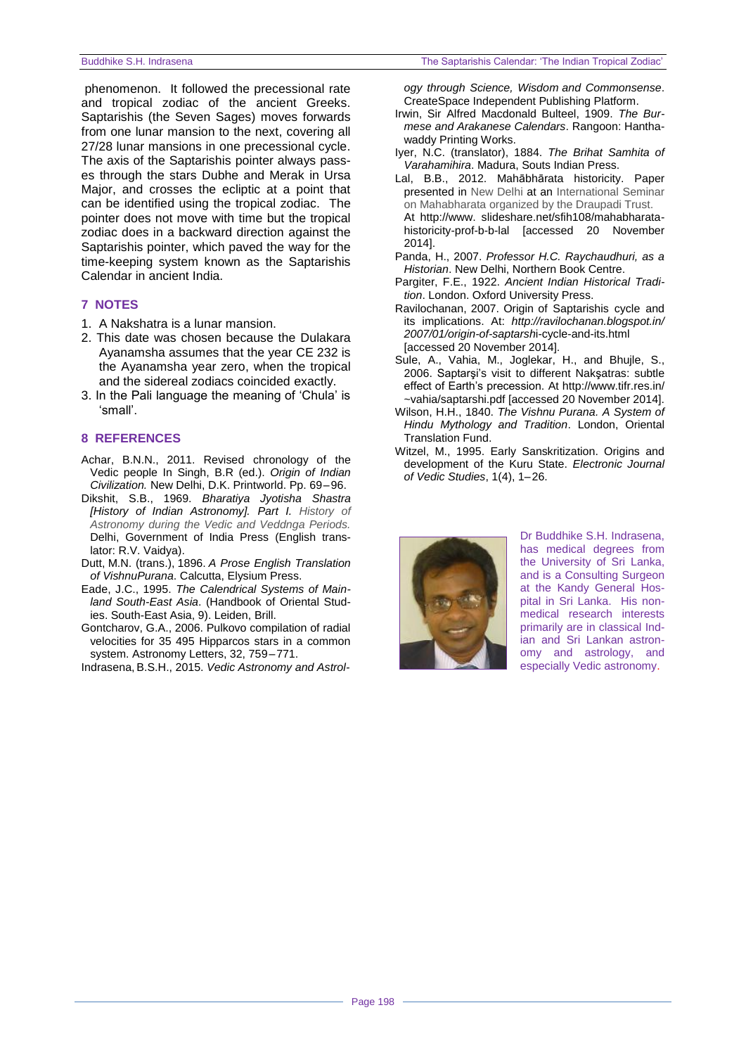phenomenon. It followed the precessional rate and tropical zodiac of the ancient Greeks. Saptarishis (the Seven Sages) moves forwards from one lunar mansion to the next, covering all 27/28 lunar mansions in one precessional cycle. The axis of the Saptarishis pointer always passes through the stars Dubhe and Merak in Ursa Major, and crosses the ecliptic at a point that can be identified using the tropical zodiac. The pointer does not move with time but the tropical zodiac does in a backward direction against the Saptarishis pointer, which paved the way for the time-keeping system known as the Saptarishis Calendar in ancient India.

## 7 NOTES

1. A Nakshatra is a lunar mansion.
2. This date was chosen because the Dulakara Ayanamsha assumes that the year CE 232 is the Ayanamsha year zero, when the tropical and the sidereal zodiacs coincided exactly.
3. In the Pali language the meaning of 'Chula' is 'small'.

## 8 REFERENCES

Achar, B.N.N., 2011. Revised chronology of the Vedic people In Singh, B.R (ed.). *Origin of Indian Civilization.* New Delhi, D.K. Printworld. Pp. 69–96.

Dikshit, S.B., 1969. *Bharatiya Jyotisha Shastra [History of Indian Astronomy]. Part I. History of Astronomy during the Vedic and Veddnga Periods.* Delhi, Government of India Press (English translator: R.V. Vaidya).

Dutt, M.N. (trans.), 1896. *A Prose English Translation of VishnuPurana*. Calcutta, Elysium Press.

Eade, J.C., 1995. *The Calendrical Systems of Mainland South-East Asia*. (Handbook of Oriental Studies. South-East Asia, 9). Leiden, Brill.

Gontcharov, G.A., 2006. Pulkovo compilation of radial velocities for 35 495 Hipparcos stars in a common system. Astronomy Letters, 32, 759–771.

Indrasena, B.S.H., 2015. *Vedic Astronomy and Astrology through Science, Wisdom and Commonsense*. CreateSpace Independent Publishing Platform.

Irwin, Sir Alfred Macdonald Bulteel, 1909. *The Burmese and Arakanese Calendars*. Rangoon: Hanthawaddy Printing Works.

Iyer, N.C. (translator), 1884. *The Brihat Samhita of Varahamihira*. Madura, Souts Indian Press.

Lal, B.B., 2012. Mahābhārata historicity. Paper presented in New Delhi at an International Seminar on Mahabharata organized by the Draupadi Trust. At http://www. slideshare.net/sfih108/mahabharata-historicity-prof-b-b-lal [accessed 20 November 2014].

Panda, H., 2007. *Professor H.C. Raychaudhuri, as a Historian*. New Delhi, Northern Book Centre.

Pargiter, F.E., 1922. *Ancient Indian Historical Tradition*. London. Oxford University Press.

Ravilochanan, 2007. Origin of Saptarishis cycle and its implications. At: *http://ravilochanan.blogspot.in/2007/01/origin-of-saptarshi*-cycle-and-its.html [accessed 20 November 2014].

Sule, A., Vahia, M., Joglekar, H., and Bhujle, S., 2006. Saptarşi's visit to different Nakşatras: subtle effect of Earth's precession. At http://www.tifr.res.in/~vahia/saptarshi.pdf [accessed 20 November 2014].

Wilson, H.H., 1840. *The Vishnu Purana. A System of Hindu Mythology and Tradition*. London, Oriental Translation Fund.

Witzel, M., 1995. Early Sanskritization. Origins and development of the Kuru State. *Electronic Journal of Vedic Studies*, 1(4), 1–26.

Dr Buddhike S.H. Indrasena, has medical degrees from the University of Sri Lanka, and is a Consulting Surgeon at the Kandy General Hospital in Sri Lanka. His non-medical research interests primarily are in classical Indian and Sri Lankan astronomy and astrology, and especially Vedic astronomy.